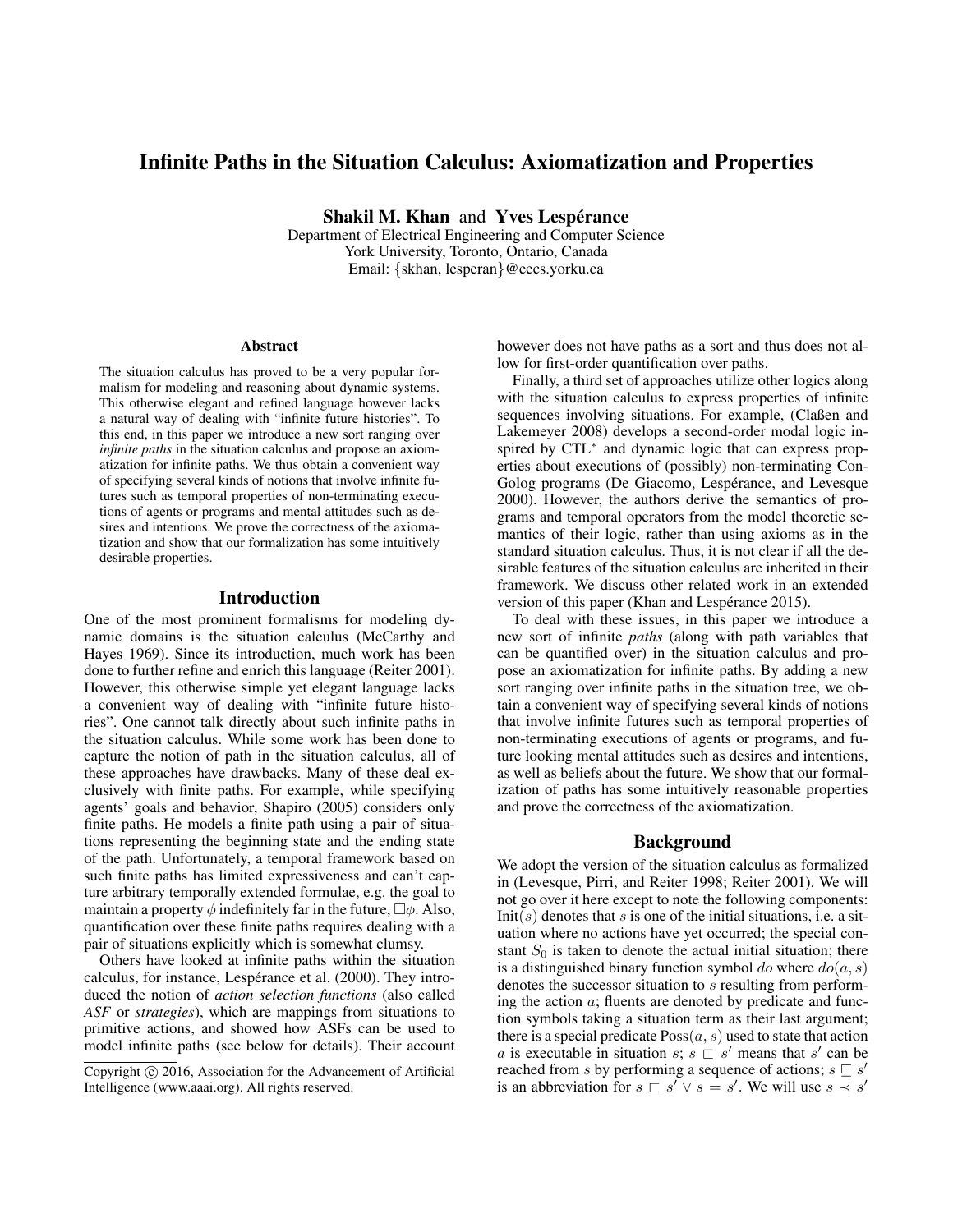# Infinite Paths in the Situation Calculus: Axiomatization and Properties

**Shakil M. Khan** and **Yves Lespérance**

Department of Electrical Engineering and Computer Science
York University, Toronto, Ontario, Canada
Email: {skhan, lesperan}@eecs.yorku.ca

## Abstract

The situation calculus has proved to be a very popular formalism for modeling and reasoning about dynamic systems. This otherwise elegant and refined language however lacks a natural way of dealing with "infinite future histories". To this end, in this paper we introduce a new sort ranging over *infinite paths* in the situation calculus and propose an axiomatization for infinite paths. We thus obtain a convenient way of specifying several kinds of notions that involve infinite futures such as temporal properties of non-terminating executions of agents or programs and mental attitudes such as desires and intentions. We prove the correctness of the axiomatization and show that our formalization has some intuitively desirable properties.

## Introduction

One of the most prominent formalisms for modeling dynamic domains is the situation calculus (McCarthy and Hayes 1969). Since its introduction, much work has been done to further refine and enrich this language (Reiter 2001). However, this otherwise simple yet elegant language lacks a convenient way of dealing with "infinite future histories". One cannot talk directly about such infinite paths in the situation calculus. While some work has been done to capture the notion of path in the situation calculus, all of these approaches have drawbacks. Many of these deal exclusively with finite paths. For example, while specifying agents' goals and behavior, Shapiro (2005) considers only finite paths. He models a finite path using a pair of situations representing the beginning state and the ending state of the path. Unfortunately, a temporal framework based on such finite paths has limited expressiveness and can't capture arbitrary temporally extended formulae, e.g. the goal to maintain a property $\phi$ indefinitely far in the future, $\Box\phi$. Also, quantification over these finite paths requires dealing with a pair of situations explicitly which is somewhat clumsy.

Others have looked at infinite paths within the situation calculus, for instance, Lespérance et al. (2000). They introduced the notion of *action selection functions* (also called *ASF* or *strategies*), which are mappings from situations to primitive actions, and showed how ASFs can be used to model infinite paths (see below for details). Their account however does not have paths as a sort and thus does not allow for first-order quantification over paths.

Finally, a third set of approaches utilize other logics along with the situation calculus to express properties of infinite sequences involving situations. For example, (Claßen and Lakemeyer 2008) develops a second-order modal logic inspired by CTL$^*$ and dynamic logic that can express properties about executions of (possibly) non-terminating ConGolog programs (De Giacomo, Lespérance, and Levesque 2000). However, the authors derive the semantics of programs and temporal operators from the model theoretic semantics of their logic, rather than using axioms as in the standard situation calculus. Thus, it is not clear if all the desirable features of the situation calculus are inherited in their framework. We discuss other related work in an extended version of this paper (Khan and Lespérance 2015).

To deal with these issues, in this paper we introduce a new sort of infinite *paths* (along with path variables that can be quantified over) in the situation calculus and propose an axiomatization for infinite paths. By adding a new sort ranging over infinite paths in the situation tree, we obtain a convenient way of specifying several kinds of notions that involve infinite futures such as temporal properties of non-terminating executions of agents or programs, and future looking mental attitudes such as desires and intentions, as well as beliefs about the future. We show that our formalization of paths has some intuitively reasonable properties and prove the correctness of the axiomatization.

## Background

We adopt the version of the situation calculus as formalized in (Levesque, Pirri, and Reiter 1998; Reiter 2001). We will not go over it here except to note the following components: $\text{Init}(s)$ denotes that $s$ is one of the initial situations, i.e. a situation where no actions have yet occurred; the special constant $S_0$ is taken to denote the actual initial situation; there is a distinguished binary function symbol $do$ where $do(a, s)$ denotes the successor situation to $s$ resulting from performing the action $a$; fluents are denoted by predicate and function symbols taking a situation term as their last argument; there is a special predicate $\text{Poss}(a, s)$ used to state that action $a$ is executable in situation $s$; $s \sqsubset s'$ means that $s'$ can be reached from $s$ by performing a sequence of actions; $s \sqsubseteq s'$ is an abbreviation for $s \sqsubset s' \vee s = s'$. We will use $s \prec s'$

Copyright © 2016, Association for the Advancement of Artificial Intelligence (www.aaai.org). All rights reserved.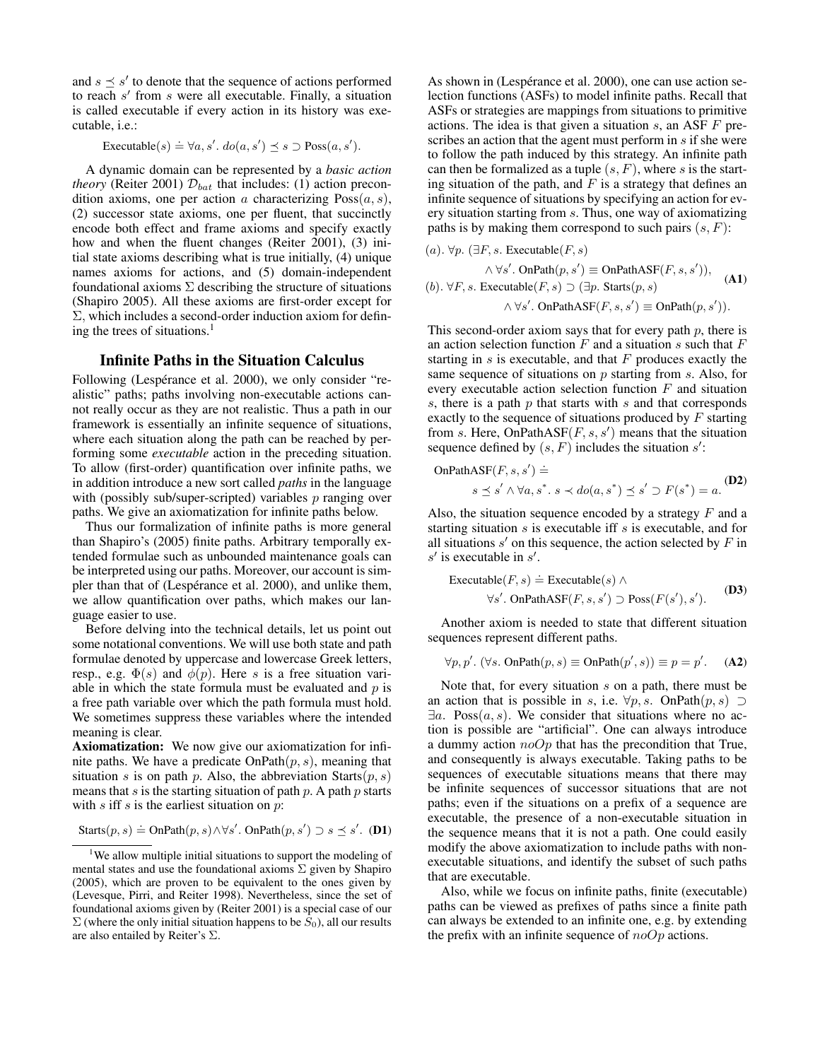and $s \preceq s'$ to denote that the sequence of actions performed to reach $s'$ from $s$ were all executable. Finally, a situation is called executable if every action in its history was executable, i.e.:

$$\text{Executable}(s) \doteq \forall a, s'.\ do(a, s') \preceq s \supset \text{Poss}(a, s').$$

A dynamic domain can be represented by a *basic action theory* (Reiter 2001) $\mathcal{D}_{bat}$ that includes: (1) action precondition axioms, one per action $a$ characterizing $\text{Poss}(a, s)$, (2) successor state axioms, one per fluent, that succinctly encode both effect and frame axioms and specify exactly how and when the fluent changes (Reiter 2001), (3) initial state axioms describing what is true initially, (4) unique names axioms for actions, and (5) domain-independent foundational axioms $\Sigma$ describing the structure of situations (Shapiro 2005). All these axioms are first-order except for $\Sigma$, which includes a second-order induction axiom for defining the trees of situations.[1]

## Infinite Paths in the Situation Calculus

Following (Lespérance et al. 2000), we only consider "realistic" paths; paths involving non-executable actions cannot really occur as they are not realistic. Thus a path in our framework is essentially an infinite sequence of situations, where each situation along the path can be reached by performing some *executable* action in the preceding situation. To allow (first-order) quantification over infinite paths, we in addition introduce a new sort called *paths* in the language with (possibly sub/super-scripted) variables $p$ ranging over paths. We give an axiomatization for infinite paths below.

Thus our formalization of infinite paths is more general than Shapiro's (2005) finite paths. Arbitrary temporally extended formulae such as unbounded maintenance goals can be interpreted using our paths. Moreover, our account is simpler than that of (Lespérance et al. 2000), and unlike them, we allow quantification over paths, which makes our language easier to use.

Before delving into the technical details, let us point out some notational conventions. We will use both state and path formulae denoted by uppercase and lowercase Greek letters, resp., e.g. $\Phi(s)$ and $\phi(p)$. Here $s$ is a free situation variable in which the state formula must be evaluated and $p$ is a free path variable over which the path formula must hold. We sometimes suppress these variables where the intended meaning is clear.

**Axiomatization:** We now give our axiomatization for infinite paths. We have a predicate $\text{OnPath}(p, s)$, meaning that situation $s$ is on path $p$. Also, the abbreviation $\text{Starts}(p, s)$ means that $s$ is the starting situation of path $p$. A path $p$ starts with $s$ iff $s$ is the earliest situation on $p$:

$$\text{Starts}(p, s) \doteq \text{OnPath}(p, s) \land \forall s'.\ \text{OnPath}(p, s') \supset s \preceq s'. \quad \textbf{(D1)}$$

As shown in (Lespérance et al. 2000), one can use action selection functions (ASFs) to model infinite paths. Recall that ASFs or strategies are mappings from situations to primitive actions. The idea is that given a situation $s$, an ASF $F$ prescribes an action that the agent must perform in $s$ if she were to follow the path induced by this strategy. An infinite path can then be formalized as a tuple $(s, F)$, where $s$ is the starting situation of the path, and $F$ is a strategy that defines an infinite sequence of situations by specifying an action for every situation starting from $s$. Thus, one way of axiomatizing paths is by making them correspond to such pairs $(s, F)$:

$$\begin{aligned}
&(a).\ \forall p.\ (\exists F, s.\ \text{Executable}(F, s) \\
&\qquad \land \forall s'.\ \text{OnPath}(p, s') \equiv \text{OnPathASF}(F, s, s')), \\
&(b).\ \forall F, s.\ \text{Executable}(F, s) \supset (\exists p.\ \text{Starts}(p, s) \\
&\qquad \land \forall s'.\ \text{OnPathASF}(F, s, s') \equiv \text{OnPath}(p, s')).
\end{aligned} \quad \textbf{(A1)}$$

This second-order axiom says that for every path $p$, there is an action selection function $F$ and a situation $s$ such that $F$ starting in $s$ is executable, and that $F$ produces exactly the same sequence of situations on $p$ starting from $s$. Also, for every executable action selection function $F$ and situation $s$, there is a path $p$ that starts with $s$ and that corresponds exactly to the sequence of situations produced by $F$ starting from $s$. Here, $\text{OnPathASF}(F, s, s')$ means that the situation sequence defined by $(s, F)$ includes the situation $s'$:

$$\begin{aligned}
&\text{OnPathASF}(F, s, s') \doteq \\
&\qquad s \preceq s' \land \forall a, s^*.\ s \prec do(a, s^*) \preceq s' \supset F(s^*) = a.
\end{aligned} \quad \textbf{(D2)}$$

Also, the situation sequence encoded by a strategy $F$ and a starting situation $s$ is executable iff $s$ is executable, and for all situations $s'$ on this sequence, the action selected by $F$ in $s'$ is executable in $s'$.

$$\begin{aligned}
&\text{Executable}(F, s) \doteq \text{Executable}(s) \land \\
&\qquad \forall s'.\ \text{OnPathASF}(F, s, s') \supset \text{Poss}(F(s'), s').
\end{aligned} \quad \textbf{(D3)}$$

Another axiom is needed to state that different situation sequences represent different paths.

$$\forall p, p'.\ (\forall s.\ \text{OnPath}(p, s) \equiv \text{OnPath}(p', s)) \equiv p = p'. \quad \textbf{(A2)}$$

Note that, for every situation $s$ on a path, there must be an action that is possible in $s$, i.e. $\forall p, s.\ \text{OnPath}(p, s) \supset \exists a.\ \text{Poss}(a, s)$. We consider that situations where no action is possible are "artificial". One can always introduce a dummy action $noOp$ that has the precondition that True, and consequently is always executable. Taking paths to be sequences of executable situations means that there may be infinite sequences of successor situations that are not paths; even if the situations on a prefix of a sequence are executable, the presence of a non-executable situation in the sequence means that it is not a path. One could easily modify the above axiomatization to include paths with non-executable situations, and identify the subset of such paths that are executable.

Also, while we focus on infinite paths, finite (executable) paths can be viewed as prefixes of paths since a finite path can always be extended to an infinite one, e.g. by extending the prefix with an infinite sequence of $noOp$ actions.

---

[1] We allow multiple initial situations to support the modeling of mental states and use the foundational axioms $\Sigma$ given by Shapiro (2005), which are proven to be equivalent to the ones given by (Levesque, Pirri, and Reiter 1998). Nevertheless, since the set of foundational axioms given by (Reiter 2001) is a special case of our $\Sigma$ (where the only initial situation happens to be $S_0$), all our results are also entailed by Reiter's $\Sigma$.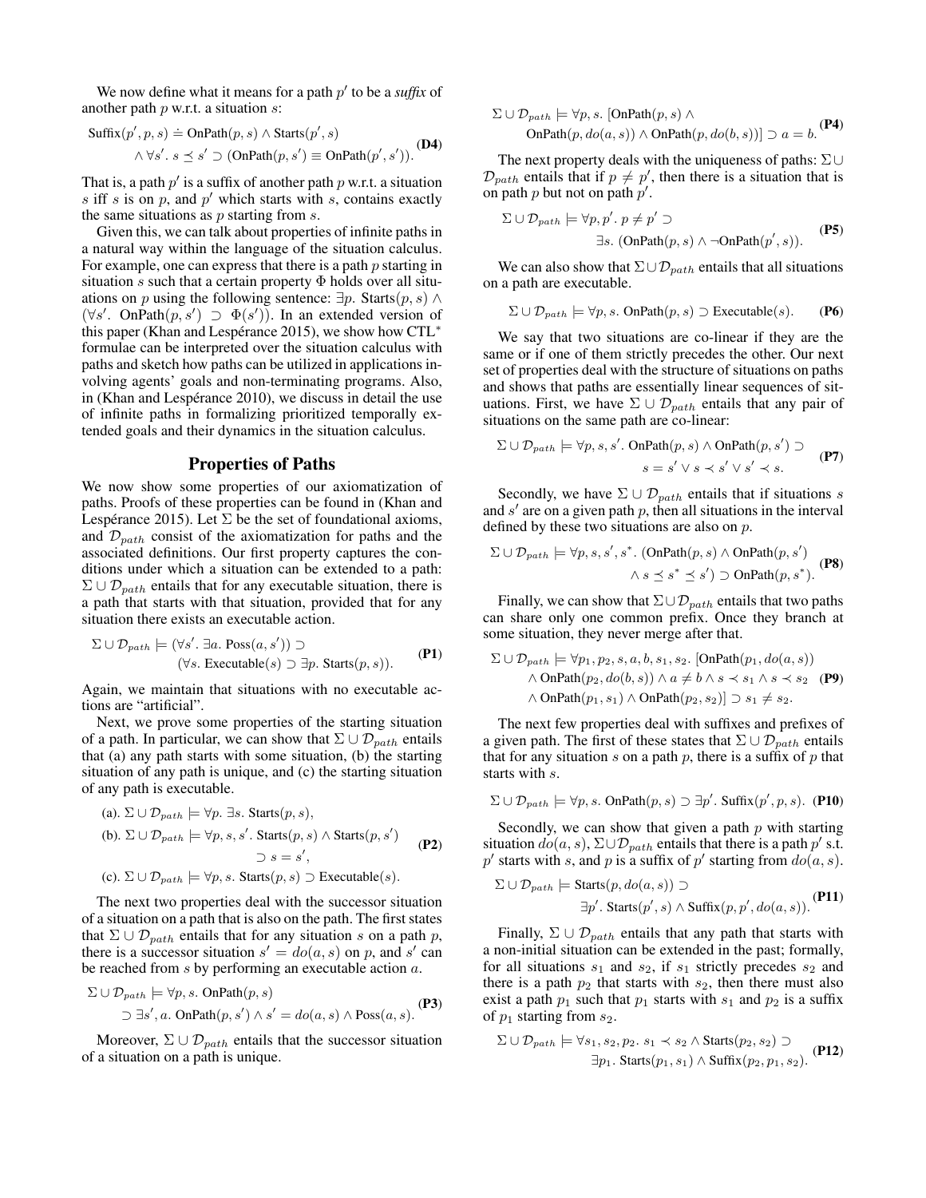We now define what it means for a path $p'$ to be a *suffix* of another path $p$ w.r.t. a situation $s$:

$$\text{Suffix}(p', p, s) \doteq \text{OnPath}(p, s) \wedge \text{Starts}(p', s) \wedge \forall s'.\ s \preceq s' \supset (\text{OnPath}(p, s') \equiv \text{OnPath}(p', s')). \quad \textbf{(D4)}$$

That is, a path $p'$ is a suffix of another path $p$ w.r.t. a situation $s$ iff $s$ is on $p$, and $p'$ which starts with $s$, contains exactly the same situations as $p$ starting from $s$.

Given this, we can talk about properties of infinite paths in a natural way within the language of the situation calculus. For example, one can express that there is a path $p$ starting in situation $s$ such that a certain property $\Phi$ holds over all situations on $p$ using the following sentence: $\exists p.\ \text{Starts}(p, s) \wedge (\forall s'.\ \text{OnPath}(p, s') \supset \Phi(s'))$. In an extended version of this paper (Khan and Lespérance 2015), we show how CTL$^*$ formulae can be interpreted over the situation calculus with paths and sketch how paths can be utilized in applications involving agents' goals and non-terminating programs. Also, in (Khan and Lespérance 2010), we discuss in detail the use of infinite paths in formalizing prioritized temporally extended goals and their dynamics in the situation calculus.

## Properties of Paths

We now show some properties of our axiomatization of paths. Proofs of these properties can be found in (Khan and Lespérance 2015). Let $\Sigma$ be the set of foundational axioms, and $\mathcal{D}_{path}$ consist of the axiomatization for paths and the associated definitions. Our first property captures the conditions under which a situation can be extended to a path: $\Sigma \cup \mathcal{D}_{path}$ entails that for any executable situation, there is a path that starts with that situation, provided that for any situation there exists an executable action.

$$\Sigma \cup \mathcal{D}_{path} \models (\forall s'.\ \exists a.\ \text{Poss}(a, s')) \supset (\forall s.\ \text{Executable}(s) \supset \exists p.\ \text{Starts}(p, s)). \quad \textbf{(P1)}$$

Again, we maintain that situations with no executable actions are "artificial".

Next, we prove some properties of the starting situation of a path. In particular, we can show that $\Sigma \cup \mathcal{D}_{path}$ entails that (a) any path starts with some situation, (b) the starting situation of any path is unique, and (c) the starting situation of any path is executable.

$$\begin{aligned}
&\text{(a). } \Sigma \cup \mathcal{D}_{path} \models \forall p.\ \exists s.\ \text{Starts}(p, s),\\
&\text{(b). } \Sigma \cup \mathcal{D}_{path} \models \forall p, s, s'.\ \text{Starts}(p, s) \wedge \text{Starts}(p, s') \supset s = s',\\
&\text{(c). } \Sigma \cup \mathcal{D}_{path} \models \forall p, s.\ \text{Starts}(p, s) \supset \text{Executable}(s).
\end{aligned} \quad \textbf{(P2)}$$

The next two properties deal with the successor situation of a situation on a path that is also on the path. The first states that $\Sigma \cup \mathcal{D}_{path}$ entails that for any situation $s$ on a path $p$, there is a successor situation $s' = do(a, s)$ on $p$, and $s'$ can be reached from $s$ by performing an executable action $a$.

$$\Sigma \cup \mathcal{D}_{path} \models \forall p, s.\ \text{OnPath}(p, s) \supset \exists s', a.\ \text{OnPath}(p, s') \wedge s' = do(a, s) \wedge \text{Poss}(a, s). \quad \textbf{(P3)}$$

Moreover, $\Sigma \cup \mathcal{D}_{path}$ entails that the successor situation of a situation on a path is unique.

$$\Sigma \cup \mathcal{D}_{path} \models \forall p, s.\ [\text{OnPath}(p, s) \wedge \text{OnPath}(p, do(a, s)) \wedge \text{OnPath}(p, do(b, s))] \supset a = b. \quad \textbf{(P4)}$$

The next property deals with the uniqueness of paths: $\Sigma \cup \mathcal{D}_{path}$ entails that if $p \neq p'$, then there is a situation that is on path $p$ but not on path $p'$.

$$\Sigma \cup \mathcal{D}_{path} \models \forall p, p'.\ p \neq p' \supset \exists s.\ (\text{OnPath}(p, s) \wedge \neg\text{OnPath}(p', s)). \quad \textbf{(P5)}$$

We can also show that $\Sigma \cup \mathcal{D}_{path}$ entails that all situations on a path are executable.

$$\Sigma \cup \mathcal{D}_{path} \models \forall p, s.\ \text{OnPath}(p, s) \supset \text{Executable}(s). \quad \textbf{(P6)}$$

We say that two situations are co-linear if they are the same or if one of them strictly precedes the other. Our next set of properties deal with the structure of situations on paths and shows that paths are essentially linear sequences of situations. First, we have $\Sigma \cup \mathcal{D}_{path}$ entails that any pair of situations on the same path are co-linear:

$$\Sigma \cup \mathcal{D}_{path} \models \forall p, s, s'.\ \text{OnPath}(p, s) \wedge \text{OnPath}(p, s') \supset s = s' \vee s \prec s' \vee s' \prec s. \quad \textbf{(P7)}$$

Secondly, we have $\Sigma \cup \mathcal{D}_{path}$ entails that if situations $s$ and $s'$ are on a given path $p$, then all situations in the interval defined by these two situations are also on $p$.

$$\Sigma \cup \mathcal{D}_{path} \models \forall p, s, s', s^*.\ (\text{OnPath}(p, s) \wedge \text{OnPath}(p, s') \wedge s \preceq s^* \preceq s') \supset \text{OnPath}(p, s^*). \quad \textbf{(P8)}$$

Finally, we can show that $\Sigma \cup \mathcal{D}_{path}$ entails that two paths can share only one common prefix. Once they branch at some situation, they never merge after that.

$$\begin{aligned}
\Sigma \cup \mathcal{D}_{path} \models \forall p_1, p_2, s, a, b, s_1, s_2.\ &[\text{OnPath}(p_1, do(a, s)) \wedge \text{OnPath}(p_2, do(b, s)) \wedge a \neq b \wedge s \prec s_1 \wedge s \prec s_2\\
&\wedge \text{OnPath}(p_1, s_1) \wedge \text{OnPath}(p_2, s_2)] \supset s_1 \neq s_2.
\end{aligned} \quad \textbf{(P9)}$$

The next few properties deal with suffixes and prefixes of a given path. The first of these states that $\Sigma \cup \mathcal{D}_{path}$ entails that for any situation $s$ on a path $p$, there is a suffix of $p$ that starts with $s$.

$$\Sigma \cup \mathcal{D}_{path} \models \forall p, s.\ \text{OnPath}(p, s) \supset \exists p'.\ \text{Suffix}(p', p, s). \quad \textbf{(P10)}$$

Secondly, we can show that given a path $p$ with starting situation $do(a, s)$, $\Sigma \cup \mathcal{D}_{path}$ entails that there is a path $p'$ s.t. $p'$ starts with $s$, and $p$ is a suffix of $p'$ starting from $do(a, s)$.

$$\Sigma \cup \mathcal{D}_{path} \models \text{Starts}(p, do(a, s)) \supset \exists p'.\ \text{Starts}(p', s) \wedge \text{Suffix}(p, p', do(a, s)). \quad \textbf{(P11)}$$

Finally, $\Sigma \cup \mathcal{D}_{path}$ entails that any path that starts with a non-initial situation can be extended in the past; formally, for all situations $s_1$ and $s_2$, if $s_1$ strictly precedes $s_2$ and there is a path $p_2$ that starts with $s_2$, then there must also exist a path $p_1$ such that $p_1$ starts with $s_1$ and $p_2$ is a suffix of $p_1$ starting from $s_2$.

$$\Sigma \cup \mathcal{D}_{path} \models \forall s_1, s_2, p_2.\ s_1 \prec s_2 \wedge \text{Starts}(p_2, s_2) \supset \exists p_1.\ \text{Starts}(p_1, s_1) \wedge \text{Suffix}(p_2, p_1, s_2). \quad \textbf{(P12)}$$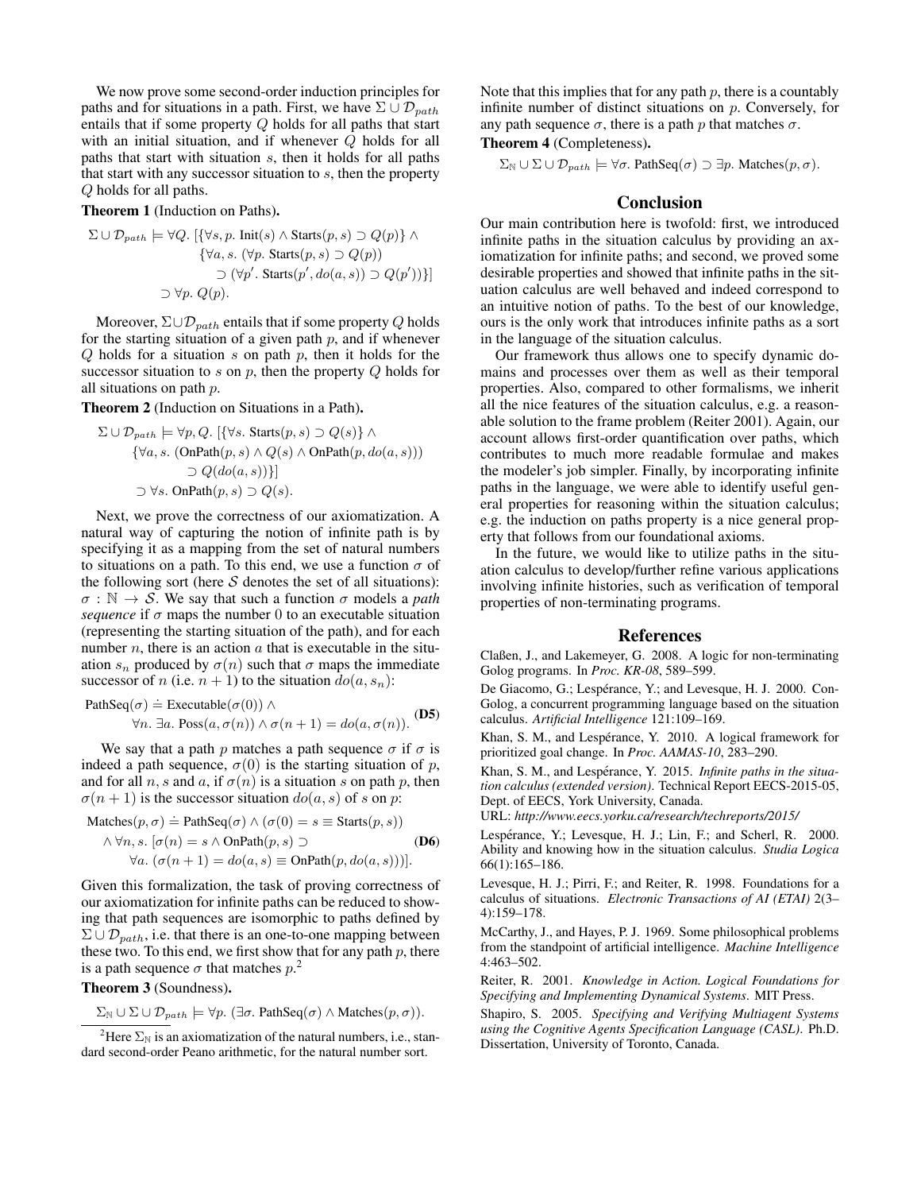We now prove some second-order induction principles for paths and for situations in a path. First, we have $\Sigma \cup \mathcal{D}_{path}$ entails that if some property $Q$ holds for all paths that start with an initial situation, and if whenever $Q$ holds for all paths that start with situation $s$, then it holds for all paths that start with any successor situation to $s$, then the property $Q$ holds for all paths.

**Theorem 1** (Induction on Paths)**.**

$$\begin{aligned}\Sigma \cup \mathcal{D}_{path} \models \forall Q.\ [&\{\forall s, p.\ \text{Init}(s) \land \text{Starts}(p, s) \supset Q(p)\} \land \\ &\{\forall a, s.\ (\forall p.\ \text{Starts}(p, s) \supset Q(p)) \\ &\quad \supset (\forall p'.\ \text{Starts}(p', do(a, s)) \supset Q(p'))\}] \\ &\supset \forall p.\ Q(p).\end{aligned}$$

Moreover, $\Sigma \cup \mathcal{D}_{path}$ entails that if some property $Q$ holds for the starting situation of a given path $p$, and if whenever $Q$ holds for a situation $s$ on path $p$, then it holds for the successor situation to $s$ on $p$, then the property $Q$ holds for all situations on path $p$.

**Theorem 2** (Induction on Situations in a Path)**.**

$$\begin{aligned}\Sigma \cup \mathcal{D}_{path} \models \forall p, Q.\ [&\{\forall s.\ \text{Starts}(p, s) \supset Q(s)\} \land \\ &\{\forall a, s.\ (\text{OnPath}(p, s) \land Q(s) \land \text{OnPath}(p, do(a, s))) \\ &\quad \supset Q(do(a, s))\}] \\ &\supset \forall s.\ \text{OnPath}(p, s) \supset Q(s).\end{aligned}$$

Next, we prove the correctness of our axiomatization. A natural way of capturing the notion of infinite path is by specifying it as a mapping from the set of natural numbers to situations on a path. To this end, we use a function $\sigma$ of the following sort (here $\mathcal{S}$ denotes the set of all situations): $\sigma : \mathbb{N} \to \mathcal{S}$. We say that such a function $\sigma$ models a *path sequence* if $\sigma$ maps the number 0 to an executable situation (representing the starting situation of the path), and for each number $n$, there is an action $a$ that is executable in the situation $s_n$ produced by $\sigma(n)$ such that $\sigma$ maps the immediate successor of $n$ (i.e. $n+1$) to the situation $do(a, s_n)$:

$$\begin{aligned}\text{PathSeq}(\sigma) \doteq\ &\text{Executable}(\sigma(0)) \land \\ &\forall n.\ \exists a.\ \text{Poss}(a, \sigma(n)) \land \sigma(n+1) = do(a, \sigma(n)).\end{aligned} \quad \textbf{(D5)}$$

We say that a path $p$ matches a path sequence $\sigma$ if $\sigma$ is indeed a path sequence, $\sigma(0)$ is the starting situation of $p$, and for all $n$, $s$ and $a$, if $\sigma(n)$ is a situation $s$ on path $p$, then $\sigma(n+1)$ is the successor situation $do(a, s)$ of $s$ on $p$:

$$\begin{aligned}\text{Matches}(p, \sigma) \doteq\ &\text{PathSeq}(\sigma) \land (\sigma(0) = s \equiv \text{Starts}(p, s)) \\ &\land \forall n, s.\ [\sigma(n) = s \land \text{OnPath}(p, s) \supset \\ &\quad \forall a.\ (\sigma(n+1) = do(a, s) \equiv \text{OnPath}(p, do(a, s)))].\end{aligned} \quad \textbf{(D6)}$$

Given this formalization, the task of proving correctness of our axiomatization for infinite paths can be reduced to showing that path sequences are isomorphic to paths defined by $\Sigma \cup \mathcal{D}_{path}$, i.e. that there is an one-to-one mapping between these two. To this end, we first show that for any path $p$, there is a path sequence $\sigma$ that matches $p$.[2]

**Theorem 3** (Soundness)**.**

$$\Sigma_{\mathbb{N}} \cup \Sigma \cup \mathcal{D}_{path} \models \forall p.\ (\exists \sigma.\ \text{PathSeq}(\sigma) \land \text{Matches}(p, \sigma)).$$

[2] Here $\Sigma_{\mathbb{N}}$ is an axiomatization of the natural numbers, i.e., standard second-order Peano arithmetic, for the natural number sort.

Note that this implies that for any path $p$, there is a countably infinite number of distinct situations on $p$. Conversely, for any path sequence $\sigma$, there is a path $p$ that matches $\sigma$.

**Theorem 4** (Completeness)**.**

$$\Sigma_{\mathbb{N}} \cup \Sigma \cup \mathcal{D}_{path} \models \forall \sigma.\ \text{PathSeq}(\sigma) \supset \exists p.\ \text{Matches}(p, \sigma).$$

## Conclusion

Our main contribution here is twofold: first, we introduced infinite paths in the situation calculus by providing an axiomatization for infinite paths; and second, we proved some desirable properties and showed that infinite paths in the situation calculus are well behaved and indeed correspond to an intuitive notion of paths. To the best of our knowledge, ours is the only work that introduces infinite paths as a sort in the language of the situation calculus.

Our framework thus allows one to specify dynamic domains and processes over them as well as their temporal properties. Also, compared to other formalisms, we inherit all the nice features of the situation calculus, e.g. a reasonable solution to the frame problem (Reiter 2001). Again, our account allows first-order quantification over paths, which contributes to much more readable formulae and makes the modeler's job simpler. Finally, by incorporating infinite paths in the language, we were able to identify useful general properties for reasoning within the situation calculus; e.g. the induction on paths property is a nice general property that follows from our foundational axioms.

In the future, we would like to utilize paths in the situation calculus to develop/further refine various applications involving infinite histories, such as verification of temporal properties of non-terminating programs.

## References

Claßen, J., and Lakemeyer, G. 2008. A logic for non-terminating Golog programs. In *Proc. KR-08*, 589–599.

De Giacomo, G.; Lespérance, Y.; and Levesque, H. J. 2000. ConGolog, a concurrent programming language based on the situation calculus. *Artificial Intelligence* 121:109–169.

Khan, S. M., and Lespérance, Y. 2010. A logical framework for prioritized goal change. In *Proc. AAMAS-10*, 283–290.

Khan, S. M., and Lespérance, Y. 2015. *Infinite paths in the situation calculus (extended version)*. Technical Report EECS-2015-05, Dept. of EECS, York University, Canada.
URL: *http://www.eecs.yorku.ca/research/techreports/2015/*

Lespérance, Y.; Levesque, H. J.; Lin, F.; and Scherl, R. 2000. Ability and knowing how in the situation calculus. *Studia Logica* 66(1):165–186.

Levesque, H. J.; Pirri, F.; and Reiter, R. 1998. Foundations for a calculus of situations. *Electronic Transactions of AI (ETAI)* 2(3–4):159–178.

McCarthy, J., and Hayes, P. J. 1969. Some philosophical problems from the standpoint of artificial intelligence. *Machine Intelligence* 4:463–502.

Reiter, R. 2001. *Knowledge in Action. Logical Foundations for Specifying and Implementing Dynamical Systems*. MIT Press.

Shapiro, S. 2005. *Specifying and Verifying Multiagent Systems using the Cognitive Agents Specification Language (CASL)*. Ph.D. Dissertation, University of Toronto, Canada.